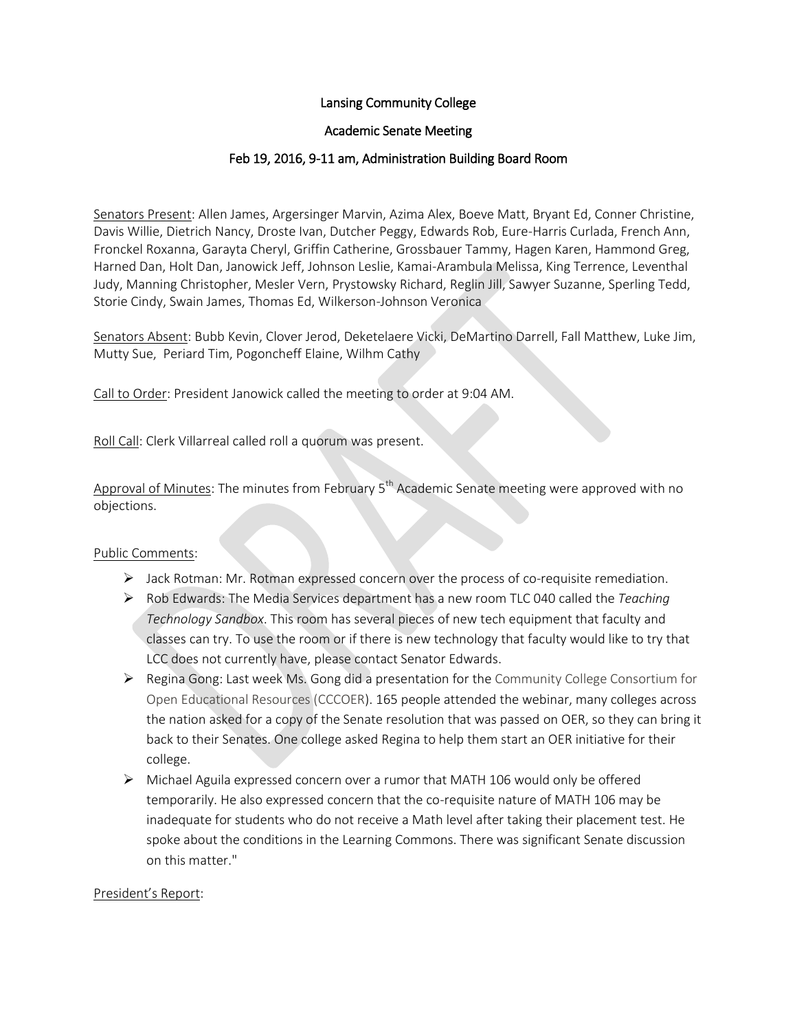# Lansing Community College

## Academic Senate Meeting

### Feb 19, 2016, 9-11 am, Administration Building Board Room

Senators Present: Allen James, Argersinger Marvin, Azima Alex, Boeve Matt, Bryant Ed, Conner Christine, Davis Willie, Dietrich Nancy, Droste Ivan, Dutcher Peggy, Edwards Rob, Eure-Harris Curlada, French Ann, Fronckel Roxanna, Garayta Cheryl, Griffin Catherine, Grossbauer Tammy, Hagen Karen, Hammond Greg, Harned Dan, Holt Dan, Janowick Jeff, Johnson Leslie, Kamai-Arambula Melissa, King Terrence, Leventhal Judy, Manning Christopher, Mesler Vern, Prystowsky Richard, Reglin Jill, Sawyer Suzanne, Sperling Tedd, Storie Cindy, Swain James, Thomas Ed, Wilkerson-Johnson Veronica

Senators Absent: Bubb Kevin, Clover Jerod, Deketelaere Vicki, DeMartino Darrell, Fall Matthew, Luke Jim, Mutty Sue, Periard Tim, Pogoncheff Elaine, Wilhm Cathy

Call to Order: President Janowick called the meeting to order at 9:04 AM.

Roll Call: Clerk Villarreal called roll a quorum was present.

Approval of Minutes: The minutes from February 5th Academic Senate meeting were approved with no objections.

Public Comments:

- Jack Rotman: Mr. Rotman expressed concern over the process of co-requisite remediation.
- Rob Edwards: The Media Services department has a new room TLC 040 called the *Teaching Technology Sandbox*. This room has several pieces of new tech equipment that faculty and classes can try. To use the room or if there is new technology that faculty would like to try that LCC does not currently have, please contact Senator Edwards.
- Regina Gong: Last week Ms. Gong did a presentation for the Community College Consortium for Open Educational Resources (CCCOER). 165 people attended the webinar, many colleges across the nation asked for a copy of the Senate resolution that was passed on OER, so they can bring it back to their Senates. One college asked Regina to help them start an OER initiative for their college.
- Michael Aguila expressed concern over a rumor that MATH 106 would only be offered temporarily. He also expressed concern that the co-requisite nature of MATH 106 may be inadequate for students who do not receive a Math level after taking their placement test. He spoke about the conditions in the Learning Commons. There was significant Senate discussion on this matter."

President's Report: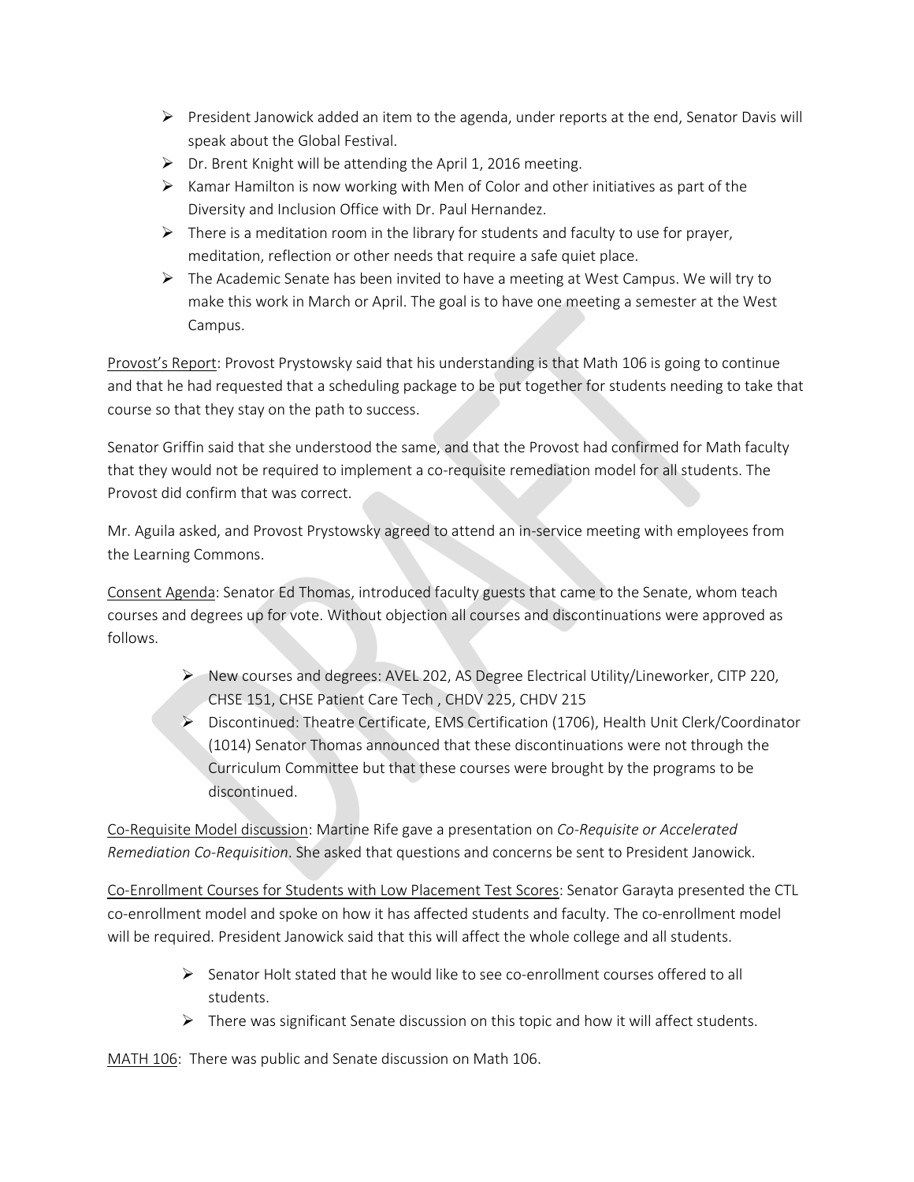- President Janowick added an item to the agenda, under reports at the end, Senator Davis will speak about the Global Festival.
- Dr. Brent Knight will be attending the April 1, 2016 meeting.
- Kamar Hamilton is now working with Men of Color and other initiatives as part of the Diversity and Inclusion Office with Dr. Paul Hernandez.
- There is a meditation room in the library for students and faculty to use for prayer, meditation, reflection or other needs that require a safe quiet place.
- The Academic Senate has been invited to have a meeting at West Campus. We will try to make this work in March or April. The goal is to have one meeting a semester at the West Campus.

<u>Provost's Report</u>: Provost Prystowsky said that his understanding is that Math 106 is going to continue and that he had requested that a scheduling package to be put together for students needing to take that course so that they stay on the path to success.

Senator Griffin said that she understood the same, and that the Provost had confirmed for Math faculty that they would not be required to implement a co-requisite remediation model for all students. The Provost did confirm that was correct.

Mr. Aguila asked, and Provost Prystowsky agreed to attend an in-service meeting with employees from the Learning Commons.

<u>Consent Agenda</u>: Senator Ed Thomas, introduced faculty guests that came to the Senate, whom teach courses and degrees up for vote. Without objection all courses and discontinuations were approved as follows.

- New courses and degrees: AVEL 202, AS Degree Electrical Utility/Lineworker, CITP 220, CHSE 151, CHSE Patient Care Tech , CHDV 225, CHDV 215
- Discontinued: Theatre Certificate, EMS Certification (1706), Health Unit Clerk/Coordinator (1014) Senator Thomas announced that these discontinuations were not through the Curriculum Committee but that these courses were brought by the programs to be discontinued.

<u>Co-Requisite Model discussion</u>: Martine Rife gave a presentation on *Co-Requisite or Accelerated Remediation Co-Requisition*. She asked that questions and concerns be sent to President Janowick.

<u>Co-Enrollment Courses for Students with Low Placement Test Scores</u>: Senator Garayta presented the CTL co-enrollment model and spoke on how it has affected students and faculty. The co-enrollment model will be required. President Janowick said that this will affect the whole college and all students.

- Senator Holt stated that he would like to see co-enrollment courses offered to all students.
- There was significant Senate discussion on this topic and how it will affect students.

<u>MATH 106</u>: There was public and Senate discussion on Math 106.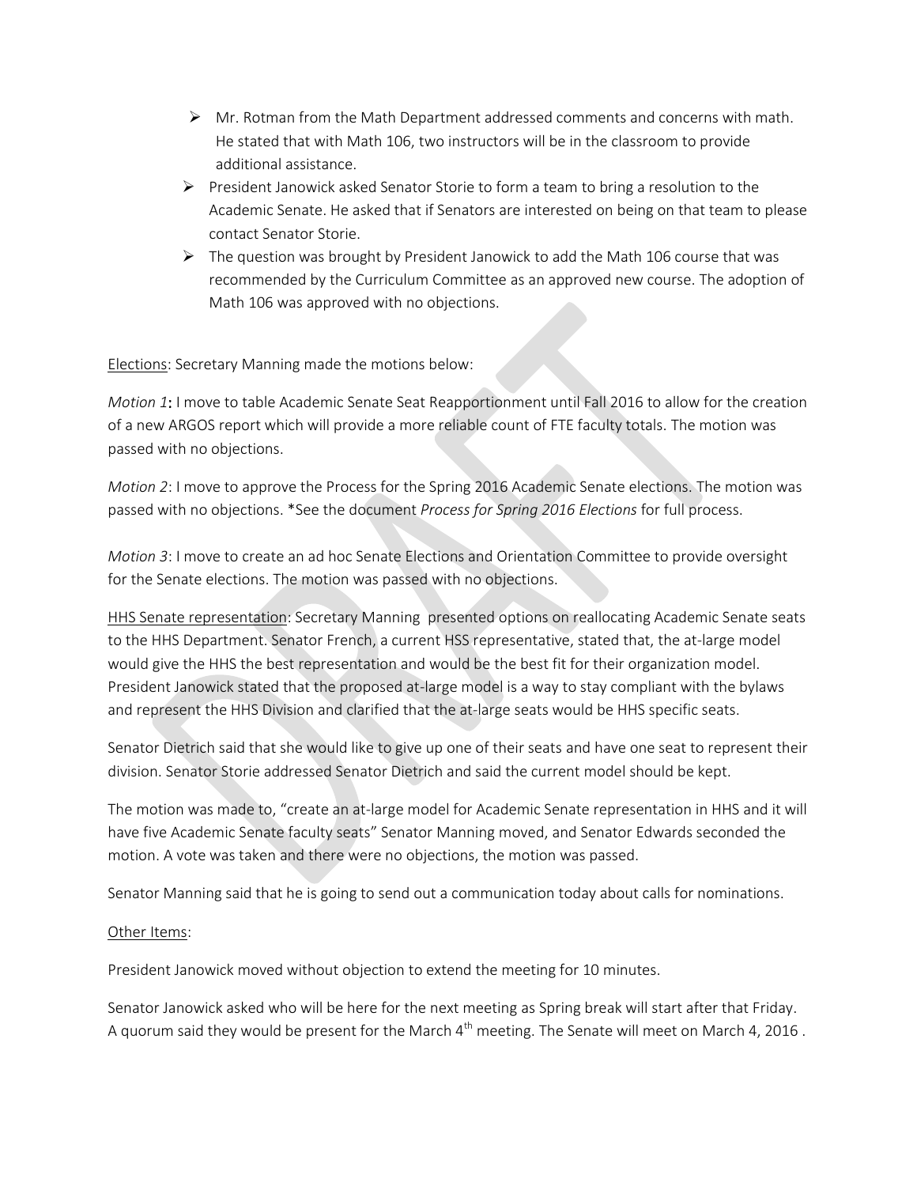- Mr. Rotman from the Math Department addressed comments and concerns with math. He stated that with Math 106, two instructors will be in the classroom to provide additional assistance.
- President Janowick asked Senator Storie to form a team to bring a resolution to the Academic Senate. He asked that if Senators are interested on being on that team to please contact Senator Storie.
- The question was brought by President Janowick to add the Math 106 course that was recommended by the Curriculum Committee as an approved new course. The adoption of Math 106 was approved with no objections.

Elections: Secretary Manning made the motions below:

*Motion 1*: I move to table Academic Senate Seat Reapportionment until Fall 2016 to allow for the creation of a new ARGOS report which will provide a more reliable count of FTE faculty totals. The motion was passed with no objections.

*Motion 2*: I move to approve the Process for the Spring 2016 Academic Senate elections. The motion was passed with no objections. *See the document *Process for Spring 2016 Elections* for full process.

*Motion 3*: I move to create an ad hoc Senate Elections and Orientation Committee to provide oversight for the Senate elections. The motion was passed with no objections.

HHS Senate representation: Secretary Manning presented options on reallocating Academic Senate seats to the HHS Department. Senator French, a current HSS representative, stated that, the at-large model would give the HHS the best representation and would be the best fit for their organization model. President Janowick stated that the proposed at-large model is a way to stay compliant with the bylaws and represent the HHS Division and clarified that the at-large seats would be HHS specific seats.

Senator Dietrich said that she would like to give up one of their seats and have one seat to represent their division. Senator Storie addressed Senator Dietrich and said the current model should be kept.

The motion was made to, "create an at-large model for Academic Senate representation in HHS and it will have five Academic Senate faculty seats" Senator Manning moved, and Senator Edwards seconded the motion. A vote was taken and there were no objections, the motion was passed.

Senator Manning said that he is going to send out a communication today about calls for nominations.

Other Items:

President Janowick moved without objection to extend the meeting for 10 minutes.

Senator Janowick asked who will be here for the next meeting as Spring break will start after that Friday. A quorum said they would be present for the March 4th meeting. The Senate will meet on March 4, 2016 .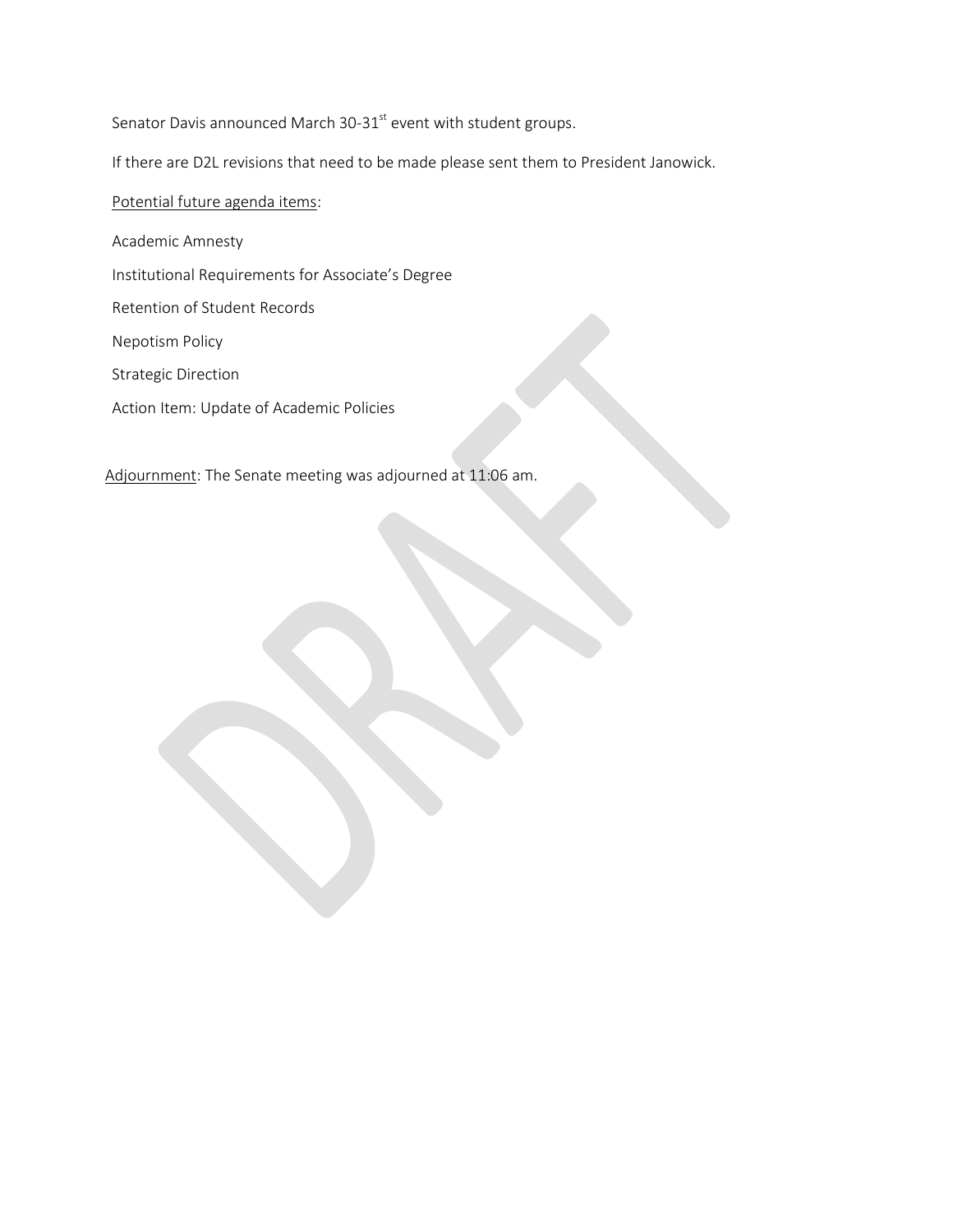Senator Davis announced March 30-31st event with student groups.

If there are D2L revisions that need to be made please sent them to President Janowick.

Potential future agenda items:

Academic Amnesty

Institutional Requirements for Associate's Degree

Retention of Student Records

Nepotism Policy

Strategic Direction

Action Item: Update of Academic Policies

Adjournment: The Senate meeting was adjourned at 11:06 am.